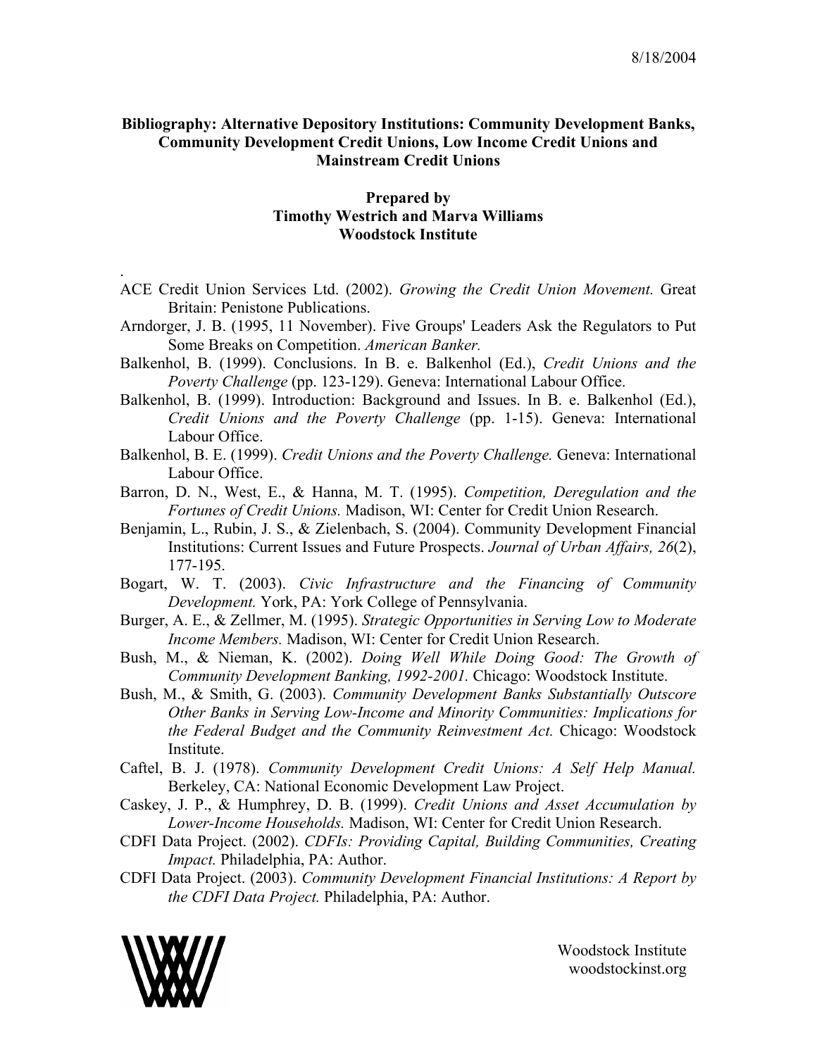8/18/2004

**Bibliography: Alternative Depository Institutions: Community Development Banks, Community Development Credit Unions, Low Income Credit Unions and Mainstream Credit Unions**

**Prepared by**
**Timothy Westrich and Marva Williams**
**Woodstock Institute**

.

ACE Credit Union Services Ltd. (2002). *Growing the Credit Union Movement.* Great Britain: Penistone Publications.

Arndorger, J. B. (1995, 11 November). Five Groups' Leaders Ask the Regulators to Put Some Breaks on Competition. *American Banker.*

Balkenhol, B. (1999). Conclusions. In B. e. Balkenhol (Ed.), *Credit Unions and the Poverty Challenge* (pp. 123-129). Geneva: International Labour Office.

Balkenhol, B. (1999). Introduction: Background and Issues. In B. e. Balkenhol (Ed.), *Credit Unions and the Poverty Challenge* (pp. 1-15). Geneva: International Labour Office.

Balkenhol, B. E. (1999). *Credit Unions and the Poverty Challenge.* Geneva: International Labour Office.

Barron, D. N., West, E., & Hanna, M. T. (1995). *Competition, Deregulation and the Fortunes of Credit Unions.* Madison, WI: Center for Credit Union Research.

Benjamin, L., Rubin, J. S., & Zielenbach, S. (2004). Community Development Financial Institutions: Current Issues and Future Prospects. *Journal of Urban Affairs, 26*(2), 177-195.

Bogart, W. T. (2003). *Civic Infrastructure and the Financing of Community Development.* York, PA: York College of Pennsylvania.

Burger, A. E., & Zellmer, M. (1995). *Strategic Opportunities in Serving Low to Moderate Income Members.* Madison, WI: Center for Credit Union Research.

Bush, M., & Nieman, K. (2002). *Doing Well While Doing Good: The Growth of Community Development Banking, 1992-2001.* Chicago: Woodstock Institute.

Bush, M., & Smith, G. (2003). *Community Development Banks Substantially Outscore Other Banks in Serving Low-Income and Minority Communities: Implications for the Federal Budget and the Community Reinvestment Act.* Chicago: Woodstock Institute.

Caftel, B. J. (1978). *Community Development Credit Unions: A Self Help Manual.* Berkeley, CA: National Economic Development Law Project.

Caskey, J. P., & Humphrey, D. B. (1999). *Credit Unions and Asset Accumulation by Lower-Income Households.* Madison, WI: Center for Credit Union Research.

CDFI Data Project. (2002). *CDFIs: Providing Capital, Building Communities, Creating Impact.* Philadelphia, PA: Author.

CDFI Data Project. (2003). *Community Development Financial Institutions: A Report by the CDFI Data Project.* Philadelphia, PA: Author.

Woodstock Institute
woodstockinst.org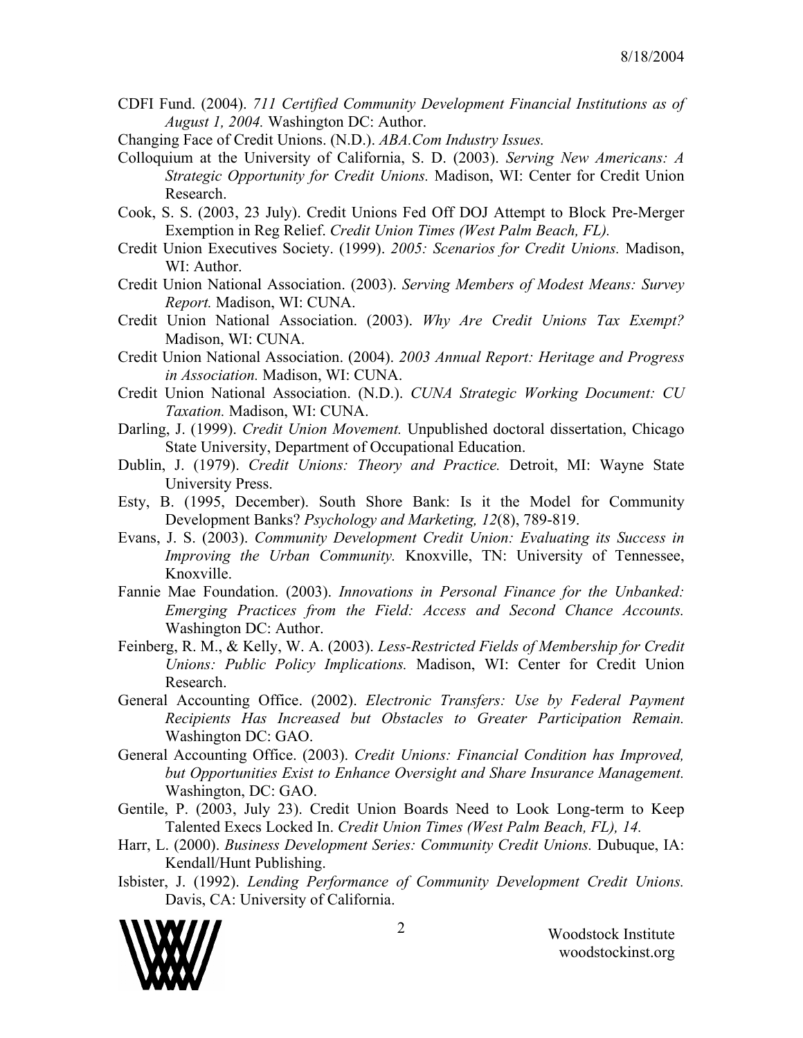CDFI Fund. (2004). *711 Certified Community Development Financial Institutions as of August 1, 2004.* Washington DC: Author.

Changing Face of Credit Unions. (N.D.). *ABA.Com Industry Issues.*

Colloquium at the University of California, S. D. (2003). *Serving New Americans: A Strategic Opportunity for Credit Unions.* Madison, WI: Center for Credit Union Research.

Cook, S. S. (2003, 23 July). Credit Unions Fed Off DOJ Attempt to Block Pre-Merger Exemption in Reg Relief. *Credit Union Times (West Palm Beach, FL).*

Credit Union Executives Society. (1999). *2005: Scenarios for Credit Unions.* Madison, WI: Author.

Credit Union National Association. (2003). *Serving Members of Modest Means: Survey Report.* Madison, WI: CUNA.

Credit Union National Association. (2003). *Why Are Credit Unions Tax Exempt?* Madison, WI: CUNA.

Credit Union National Association. (2004). *2003 Annual Report: Heritage and Progress in Association.* Madison, WI: CUNA.

Credit Union National Association. (N.D.). *CUNA Strategic Working Document: CU Taxation.* Madison, WI: CUNA.

Darling, J. (1999). *Credit Union Movement.* Unpublished doctoral dissertation, Chicago State University, Department of Occupational Education.

Dublin, J. (1979). *Credit Unions: Theory and Practice.* Detroit, MI: Wayne State University Press.

Esty, B. (1995, December). South Shore Bank: Is it the Model for Community Development Banks? *Psychology and Marketing, 12*(8), 789-819.

Evans, J. S. (2003). *Community Development Credit Union: Evaluating its Success in Improving the Urban Community.* Knoxville, TN: University of Tennessee, Knoxville.

Fannie Mae Foundation. (2003). *Innovations in Personal Finance for the Unbanked: Emerging Practices from the Field: Access and Second Chance Accounts.* Washington DC: Author.

Feinberg, R. M., & Kelly, W. A. (2003). *Less-Restricted Fields of Membership for Credit Unions: Public Policy Implications.* Madison, WI: Center for Credit Union Research.

General Accounting Office. (2002). *Electronic Transfers: Use by Federal Payment Recipients Has Increased but Obstacles to Greater Participation Remain.* Washington DC: GAO.

General Accounting Office. (2003). *Credit Unions: Financial Condition has Improved, but Opportunities Exist to Enhance Oversight and Share Insurance Management.* Washington, DC: GAO.

Gentile, P. (2003, July 23). Credit Union Boards Need to Look Long-term to Keep Talented Execs Locked In. *Credit Union Times (West Palm Beach, FL), 14.*

Harr, L. (2000). *Business Development Series: Community Credit Unions.* Dubuque, IA: Kendall/Hunt Publishing.

Isbister, J. (1992). *Lending Performance of Community Development Credit Unions.* Davis, CA: University of California.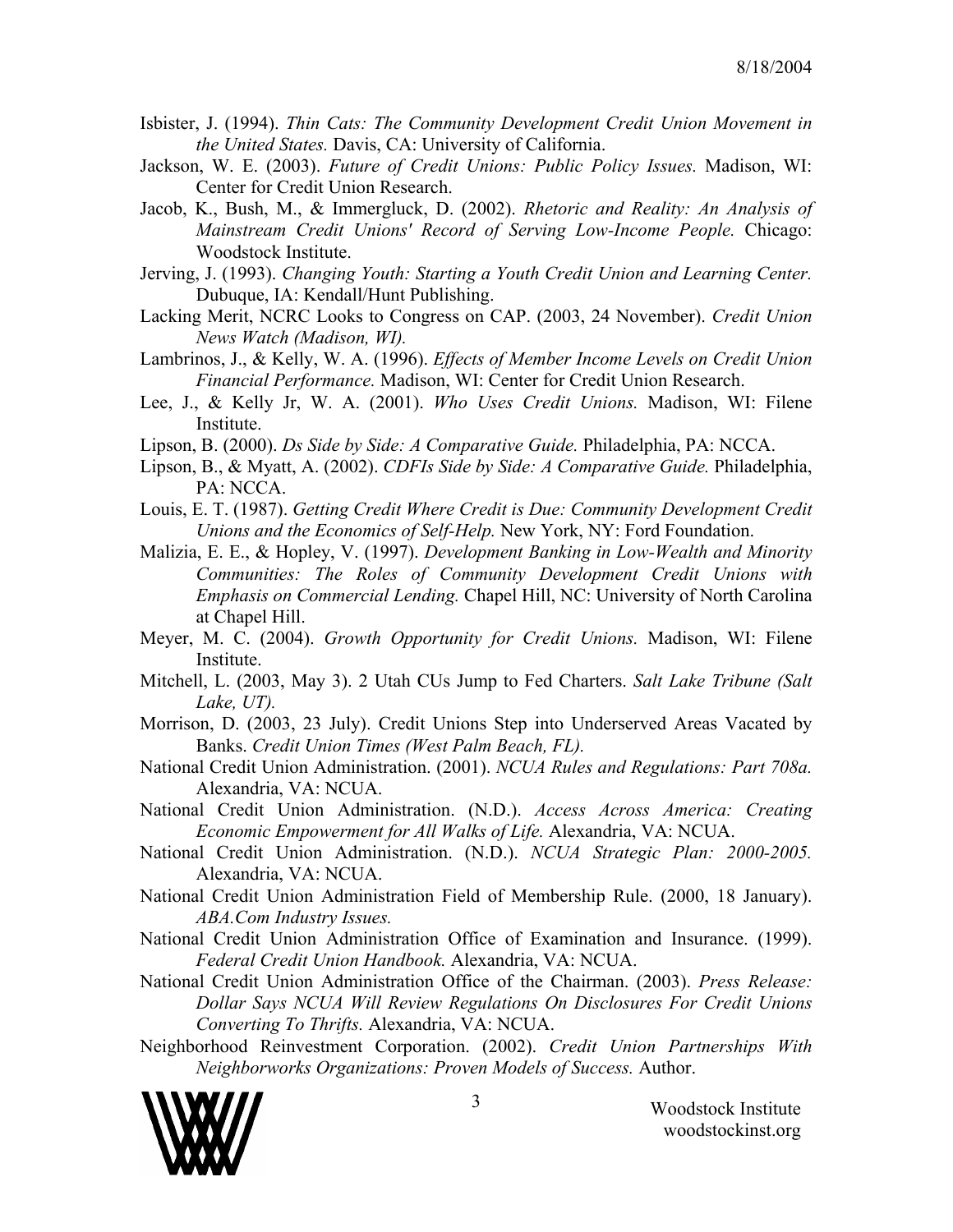Isbister, J. (1994). *Thin Cats: The Community Development Credit Union Movement in the United States.* Davis, CA: University of California.

Jackson, W. E. (2003). *Future of Credit Unions: Public Policy Issues.* Madison, WI: Center for Credit Union Research.

Jacob, K., Bush, M., & Immergluck, D. (2002). *Rhetoric and Reality: An Analysis of Mainstream Credit Unions' Record of Serving Low-Income People.* Chicago: Woodstock Institute.

Jerving, J. (1993). *Changing Youth: Starting a Youth Credit Union and Learning Center.* Dubuque, IA: Kendall/Hunt Publishing.

Lacking Merit, NCRC Looks to Congress on CAP. (2003, 24 November). *Credit Union News Watch (Madison, WI).*

Lambrinos, J., & Kelly, W. A. (1996). *Effects of Member Income Levels on Credit Union Financial Performance.* Madison, WI: Center for Credit Union Research.

Lee, J., & Kelly Jr, W. A. (2001). *Who Uses Credit Unions.* Madison, WI: Filene Institute.

Lipson, B. (2000). *Ds Side by Side: A Comparative Guide.* Philadelphia, PA: NCCA.

Lipson, B., & Myatt, A. (2002). *CDFIs Side by Side: A Comparative Guide.* Philadelphia, PA: NCCA.

Louis, E. T. (1987). *Getting Credit Where Credit is Due: Community Development Credit Unions and the Economics of Self-Help.* New York, NY: Ford Foundation.

Malizia, E. E., & Hopley, V. (1997). *Development Banking in Low-Wealth and Minority Communities: The Roles of Community Development Credit Unions with Emphasis on Commercial Lending.* Chapel Hill, NC: University of North Carolina at Chapel Hill.

Meyer, M. C. (2004). *Growth Opportunity for Credit Unions.* Madison, WI: Filene Institute.

Mitchell, L. (2003, May 3). 2 Utah CUs Jump to Fed Charters. *Salt Lake Tribune (Salt Lake, UT).*

Morrison, D. (2003, 23 July). Credit Unions Step into Underserved Areas Vacated by Banks. *Credit Union Times (West Palm Beach, FL).*

National Credit Union Administration. (2001). *NCUA Rules and Regulations: Part 708a.* Alexandria, VA: NCUA.

National Credit Union Administration. (N.D.). *Access Across America: Creating Economic Empowerment for All Walks of Life.* Alexandria, VA: NCUA.

National Credit Union Administration. (N.D.). *NCUA Strategic Plan: 2000-2005.* Alexandria, VA: NCUA.

National Credit Union Administration Field of Membership Rule. (2000, 18 January). *ABA.Com Industry Issues.*

National Credit Union Administration Office of Examination and Insurance. (1999). *Federal Credit Union Handbook.* Alexandria, VA: NCUA.

National Credit Union Administration Office of the Chairman. (2003). *Press Release: Dollar Says NCUA Will Review Regulations On Disclosures For Credit Unions Converting To Thrifts.* Alexandria, VA: NCUA.

Neighborhood Reinvestment Corporation. (2002). *Credit Union Partnerships With Neighborworks Organizations: Proven Models of Success.* Author.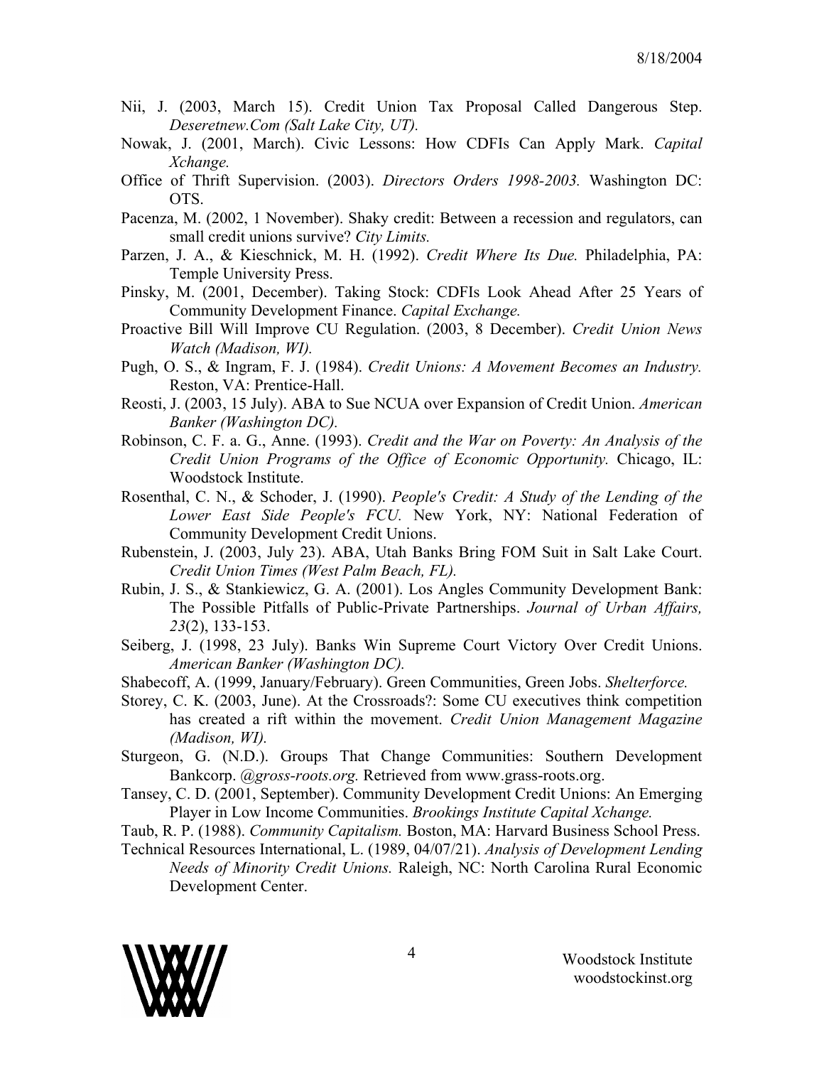Nii, J. (2003, March 15). Credit Union Tax Proposal Called Dangerous Step. *Deseretnew.Com (Salt Lake City, UT).*

Nowak, J. (2001, March). Civic Lessons: How CDFIs Can Apply Mark. *Capital Xchange.*

Office of Thrift Supervision. (2003). *Directors Orders 1998-2003.* Washington DC: OTS.

Pacenza, M. (2002, 1 November). Shaky credit: Between a recession and regulators, can small credit unions survive? *City Limits.*

Parzen, J. A., & Kieschnick, M. H. (1992). *Credit Where Its Due.* Philadelphia, PA: Temple University Press.

Pinsky, M. (2001, December). Taking Stock: CDFIs Look Ahead After 25 Years of Community Development Finance. *Capital Exchange.*

Proactive Bill Will Improve CU Regulation. (2003, 8 December). *Credit Union News Watch (Madison, WI).*

Pugh, O. S., & Ingram, F. J. (1984). *Credit Unions: A Movement Becomes an Industry.* Reston, VA: Prentice-Hall.

Reosti, J. (2003, 15 July). ABA to Sue NCUA over Expansion of Credit Union. *American Banker (Washington DC).*

Robinson, C. F. a. G., Anne. (1993). *Credit and the War on Poverty: An Analysis of the Credit Union Programs of the Office of Economic Opportunity.* Chicago, IL: Woodstock Institute.

Rosenthal, C. N., & Schoder, J. (1990). *People's Credit: A Study of the Lending of the Lower East Side People's FCU.* New York, NY: National Federation of Community Development Credit Unions.

Rubenstein, J. (2003, July 23). ABA, Utah Banks Bring FOM Suit in Salt Lake Court. *Credit Union Times (West Palm Beach, FL).*

Rubin, J. S., & Stankiewicz, G. A. (2001). Los Angles Community Development Bank: The Possible Pitfalls of Public-Private Partnerships. *Journal of Urban Affairs, 23*(2), 133-153.

Seiberg, J. (1998, 23 July). Banks Win Supreme Court Victory Over Credit Unions. *American Banker (Washington DC).*

Shabecoff, A. (1999, January/February). Green Communities, Green Jobs. *Shelterforce.*

Storey, C. K. (2003, June). At the Crossroads?: Some CU executives think competition has created a rift within the movement. *Credit Union Management Magazine (Madison, WI).*

Sturgeon, G. (N.D.). Groups That Change Communities: Southern Development Bankcorp. *@gross-roots.org.* Retrieved from www.grass-roots.org.

Tansey, C. D. (2001, September). Community Development Credit Unions: An Emerging Player in Low Income Communities. *Brookings Institute Capital Xchange.*

Taub, R. P. (1988). *Community Capitalism.* Boston, MA: Harvard Business School Press.

Technical Resources International, L. (1989, 04/07/21). *Analysis of Development Lending Needs of Minority Credit Unions.* Raleigh, NC: North Carolina Rural Economic Development Center.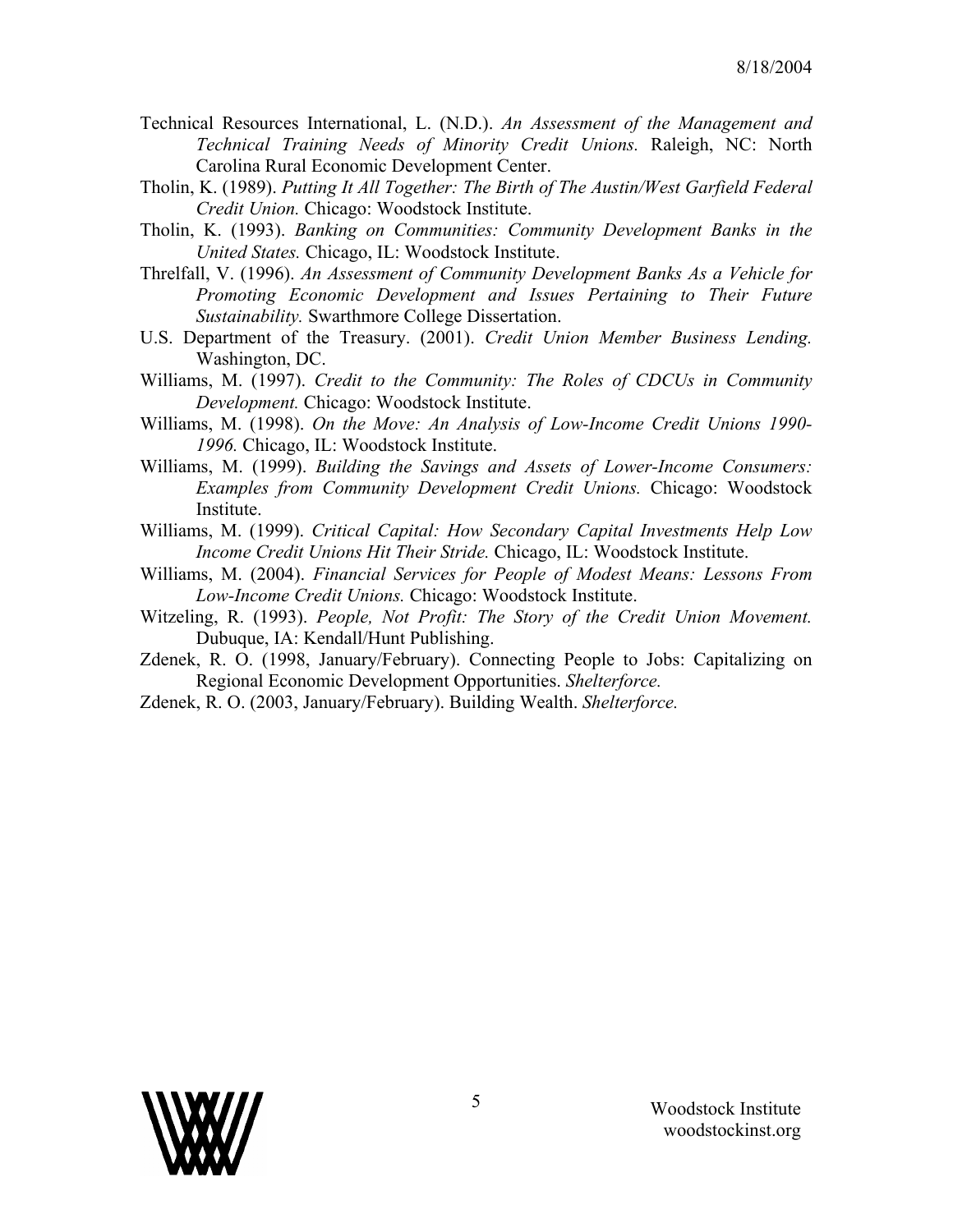Technical Resources International, L. (N.D.). *An Assessment of the Management and Technical Training Needs of Minority Credit Unions.* Raleigh, NC: North Carolina Rural Economic Development Center.

Tholin, K. (1989). *Putting It All Together: The Birth of The Austin/West Garfield Federal Credit Union.* Chicago: Woodstock Institute.

Tholin, K. (1993). *Banking on Communities: Community Development Banks in the United States.* Chicago, IL: Woodstock Institute.

Threlfall, V. (1996). *An Assessment of Community Development Banks As a Vehicle for Promoting Economic Development and Issues Pertaining to Their Future Sustainability.* Swarthmore College Dissertation.

U.S. Department of the Treasury. (2001). *Credit Union Member Business Lending.* Washington, DC.

Williams, M. (1997). *Credit to the Community: The Roles of CDCUs in Community Development.* Chicago: Woodstock Institute.

Williams, M. (1998). *On the Move: An Analysis of Low-Income Credit Unions 1990-1996.* Chicago, IL: Woodstock Institute.

Williams, M. (1999). *Building the Savings and Assets of Lower-Income Consumers: Examples from Community Development Credit Unions.* Chicago: Woodstock Institute.

Williams, M. (1999). *Critical Capital: How Secondary Capital Investments Help Low Income Credit Unions Hit Their Stride.* Chicago, IL: Woodstock Institute.

Williams, M. (2004). *Financial Services for People of Modest Means: Lessons From Low-Income Credit Unions.* Chicago: Woodstock Institute.

Witzeling, R. (1993). *People, Not Profit: The Story of the Credit Union Movement.* Dubuque, IA: Kendall/Hunt Publishing.

Zdenek, R. O. (1998, January/February). Connecting People to Jobs: Capitalizing on Regional Economic Development Opportunities. *Shelterforce.*

Zdenek, R. O. (2003, January/February). Building Wealth. *Shelterforce.*